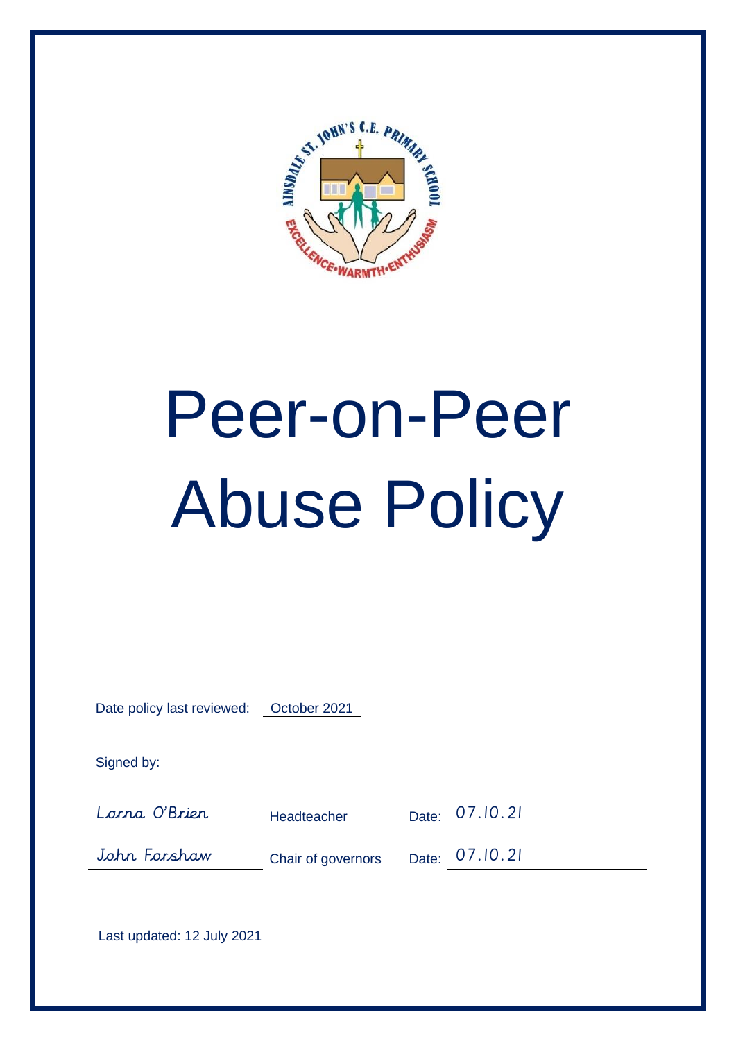# Peer-on-Peer Abuse Policy

Date policy last reviewed: October 2021

Signed by:

| | | |
|---|---|---|
| Lorna O'Brien | Headteacher | Date: 07.10.21 |
| John Forshaw | Chair of governors | Date: 07.10.21 |

Last updated: 12 July 2021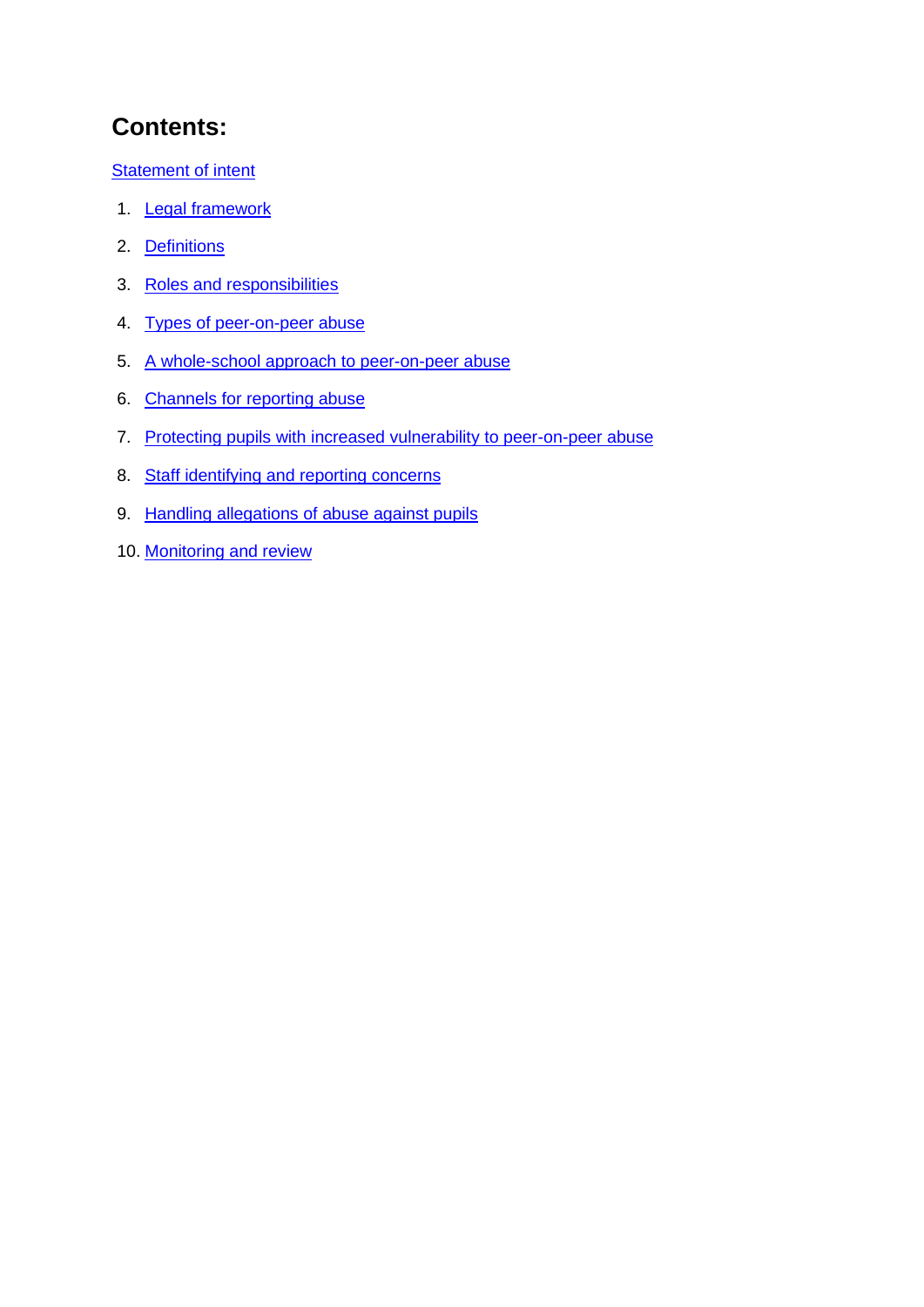## Contents:

Statement of intent

1. Legal framework
2. Definitions
3. Roles and responsibilities
4. Types of peer-on-peer abuse
5. A whole-school approach to peer-on-peer abuse
6. Channels for reporting abuse
7. Protecting pupils with increased vulnerability to peer-on-peer abuse
8. Staff identifying and reporting concerns
9. Handling allegations of abuse against pupils
10. Monitoring and review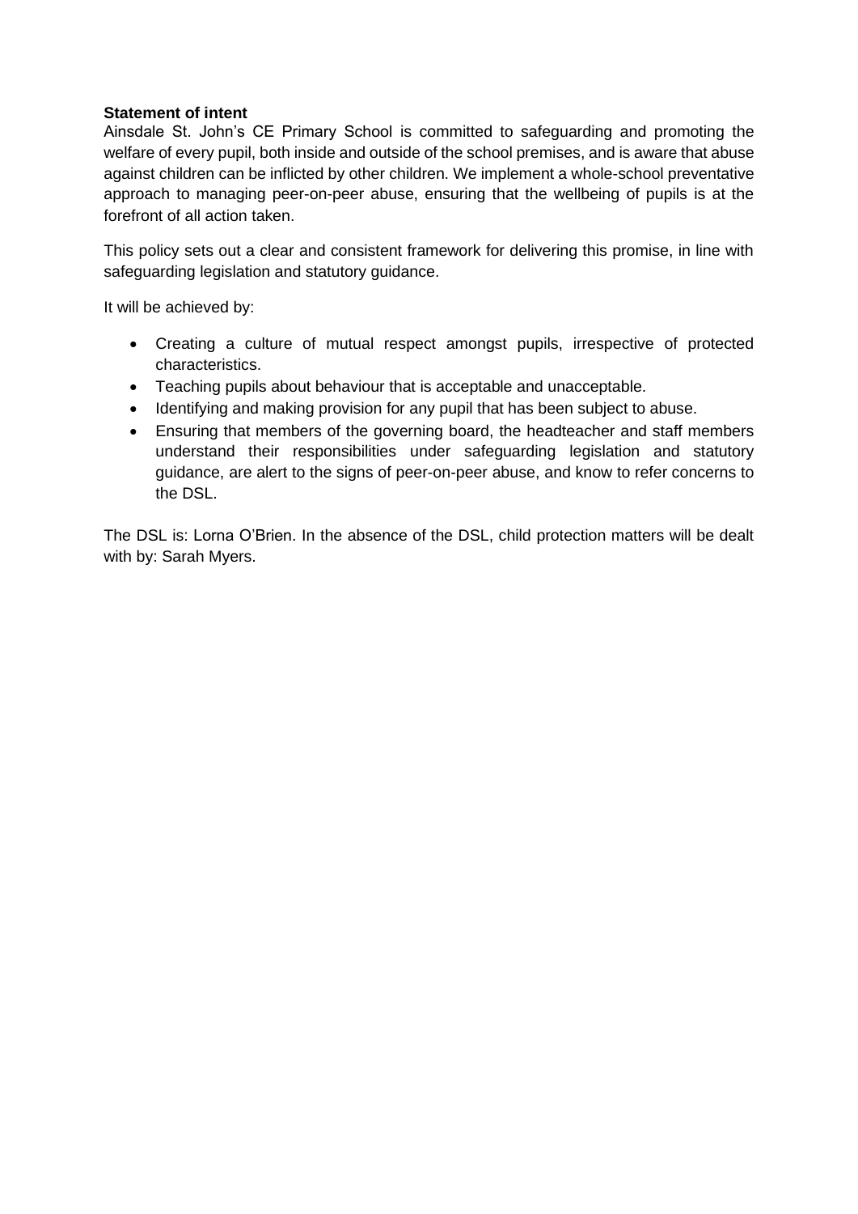**Statement of intent**

Ainsdale St. John's CE Primary School is committed to safeguarding and promoting the welfare of every pupil, both inside and outside of the school premises, and is aware that abuse against children can be inflicted by other children. We implement a whole-school preventative approach to managing peer-on-peer abuse, ensuring that the wellbeing of pupils is at the forefront of all action taken.

This policy sets out a clear and consistent framework for delivering this promise, in line with safeguarding legislation and statutory guidance.

It will be achieved by:

- Creating a culture of mutual respect amongst pupils, irrespective of protected characteristics.
- Teaching pupils about behaviour that is acceptable and unacceptable.
- Identifying and making provision for any pupil that has been subject to abuse.
- Ensuring that members of the governing board, the headteacher and staff members understand their responsibilities under safeguarding legislation and statutory guidance, are alert to the signs of peer-on-peer abuse, and know to refer concerns to the DSL.

The DSL is: Lorna O'Brien. In the absence of the DSL, child protection matters will be dealt with by: Sarah Myers.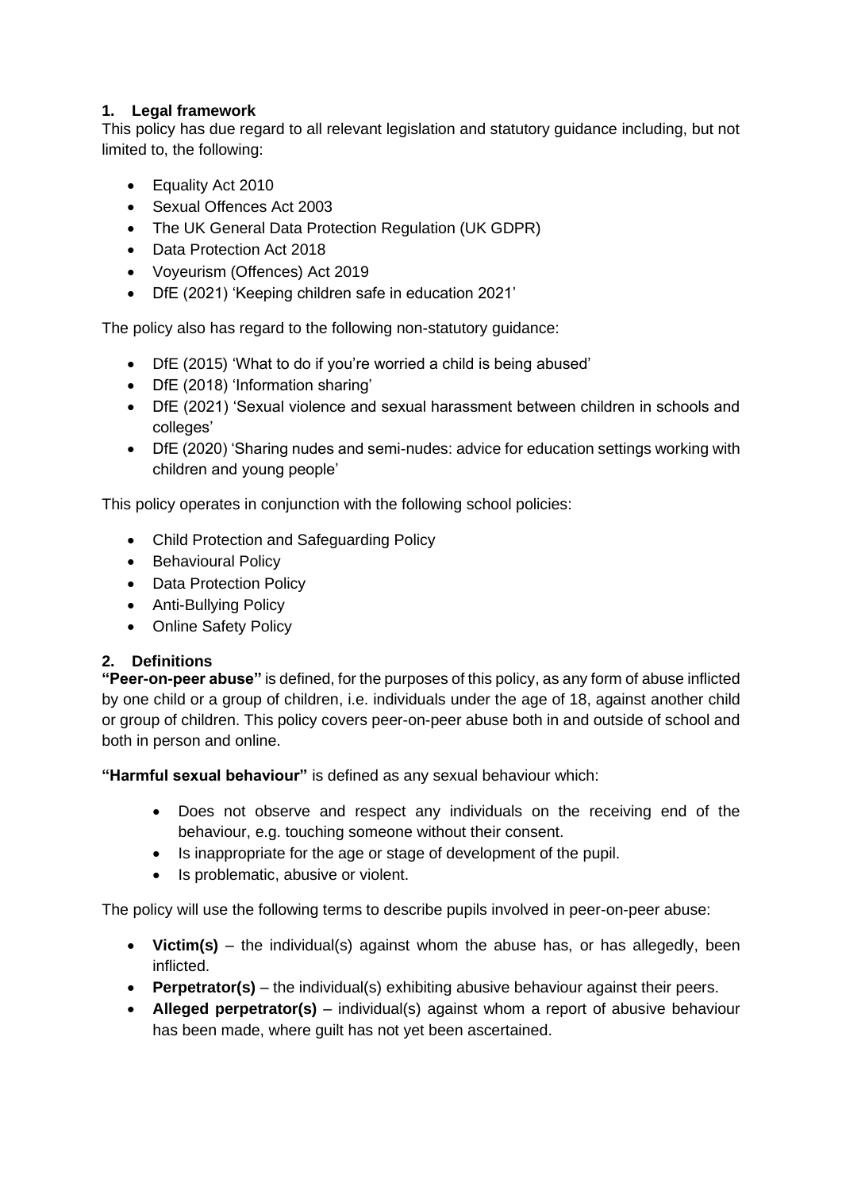## 1. Legal framework

This policy has due regard to all relevant legislation and statutory guidance including, but not limited to, the following:

- Equality Act 2010
- Sexual Offences Act 2003
- The UK General Data Protection Regulation (UK GDPR)
- Data Protection Act 2018
- Voyeurism (Offences) Act 2019
- DfE (2021) 'Keeping children safe in education 2021'

The policy also has regard to the following non-statutory guidance:

- DfE (2015) 'What to do if you're worried a child is being abused'
- DfE (2018) 'Information sharing'
- DfE (2021) 'Sexual violence and sexual harassment between children in schools and colleges'
- DfE (2020) 'Sharing nudes and semi-nudes: advice for education settings working with children and young people'

This policy operates in conjunction with the following school policies:

- Child Protection and Safeguarding Policy
- Behavioural Policy
- Data Protection Policy
- Anti-Bullying Policy
- Online Safety Policy

## 2. Definitions

**"Peer-on-peer abuse"** is defined, for the purposes of this policy, as any form of abuse inflicted by one child or a group of children, i.e. individuals under the age of 18, against another child or group of children. This policy covers peer-on-peer abuse both in and outside of school and both in person and online.

**"Harmful sexual behaviour"** is defined as any sexual behaviour which:

- Does not observe and respect any individuals on the receiving end of the behaviour, e.g. touching someone without their consent.
- Is inappropriate for the age or stage of development of the pupil.
- Is problematic, abusive or violent.

The policy will use the following terms to describe pupils involved in peer-on-peer abuse:

- **Victim(s)** – the individual(s) against whom the abuse has, or has allegedly, been inflicted.
- **Perpetrator(s)** – the individual(s) exhibiting abusive behaviour against their peers.
- **Alleged perpetrator(s)** – individual(s) against whom a report of abusive behaviour has been made, where guilt has not yet been ascertained.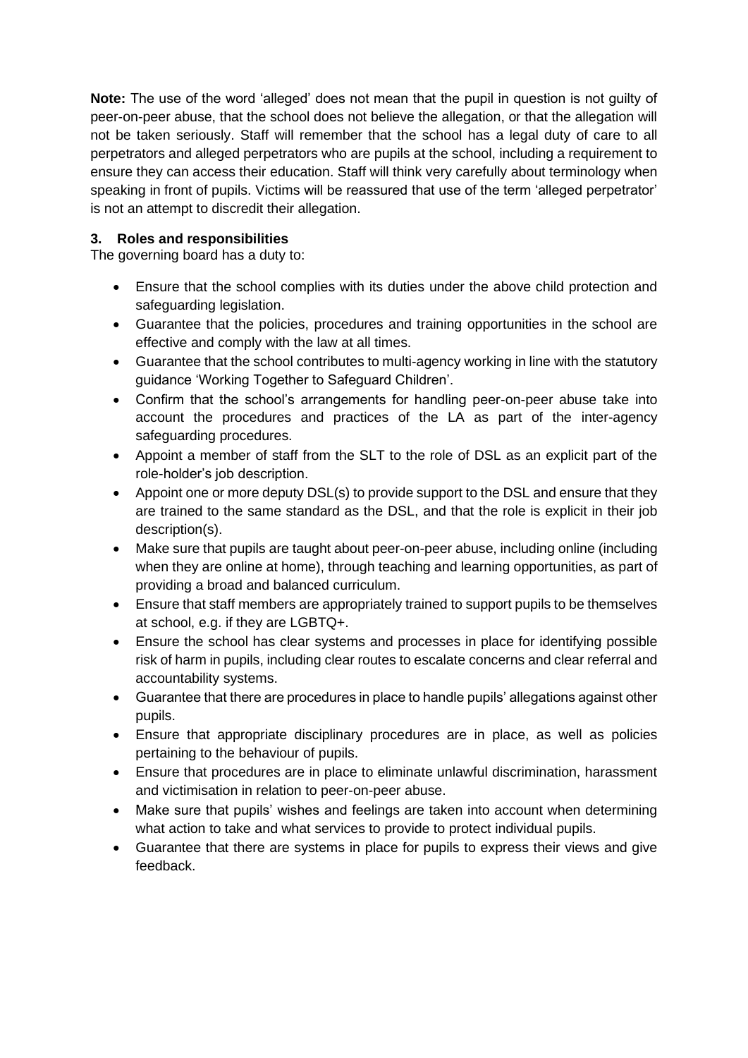**Note:** The use of the word 'alleged' does not mean that the pupil in question is not guilty of peer-on-peer abuse, that the school does not believe the allegation, or that the allegation will not be taken seriously. Staff will remember that the school has a legal duty of care to all perpetrators and alleged perpetrators who are pupils at the school, including a requirement to ensure they can access their education. Staff will think very carefully about terminology when speaking in front of pupils. Victims will be reassured that use of the term 'alleged perpetrator' is not an attempt to discredit their allegation.

### 3. Roles and responsibilities

The governing board has a duty to:

- Ensure that the school complies with its duties under the above child protection and safeguarding legislation.
- Guarantee that the policies, procedures and training opportunities in the school are effective and comply with the law at all times.
- Guarantee that the school contributes to multi-agency working in line with the statutory guidance 'Working Together to Safeguard Children'.
- Confirm that the school's arrangements for handling peer-on-peer abuse take into account the procedures and practices of the LA as part of the inter-agency safeguarding procedures.
- Appoint a member of staff from the SLT to the role of DSL as an explicit part of the role-holder's job description.
- Appoint one or more deputy DSL(s) to provide support to the DSL and ensure that they are trained to the same standard as the DSL, and that the role is explicit in their job description(s).
- Make sure that pupils are taught about peer-on-peer abuse, including online (including when they are online at home), through teaching and learning opportunities, as part of providing a broad and balanced curriculum.
- Ensure that staff members are appropriately trained to support pupils to be themselves at school, e.g. if they are LGBTQ+.
- Ensure the school has clear systems and processes in place for identifying possible risk of harm in pupils, including clear routes to escalate concerns and clear referral and accountability systems.
- Guarantee that there are procedures in place to handle pupils' allegations against other pupils.
- Ensure that appropriate disciplinary procedures are in place, as well as policies pertaining to the behaviour of pupils.
- Ensure that procedures are in place to eliminate unlawful discrimination, harassment and victimisation in relation to peer-on-peer abuse.
- Make sure that pupils' wishes and feelings are taken into account when determining what action to take and what services to provide to protect individual pupils.
- Guarantee that there are systems in place for pupils to express their views and give feedback.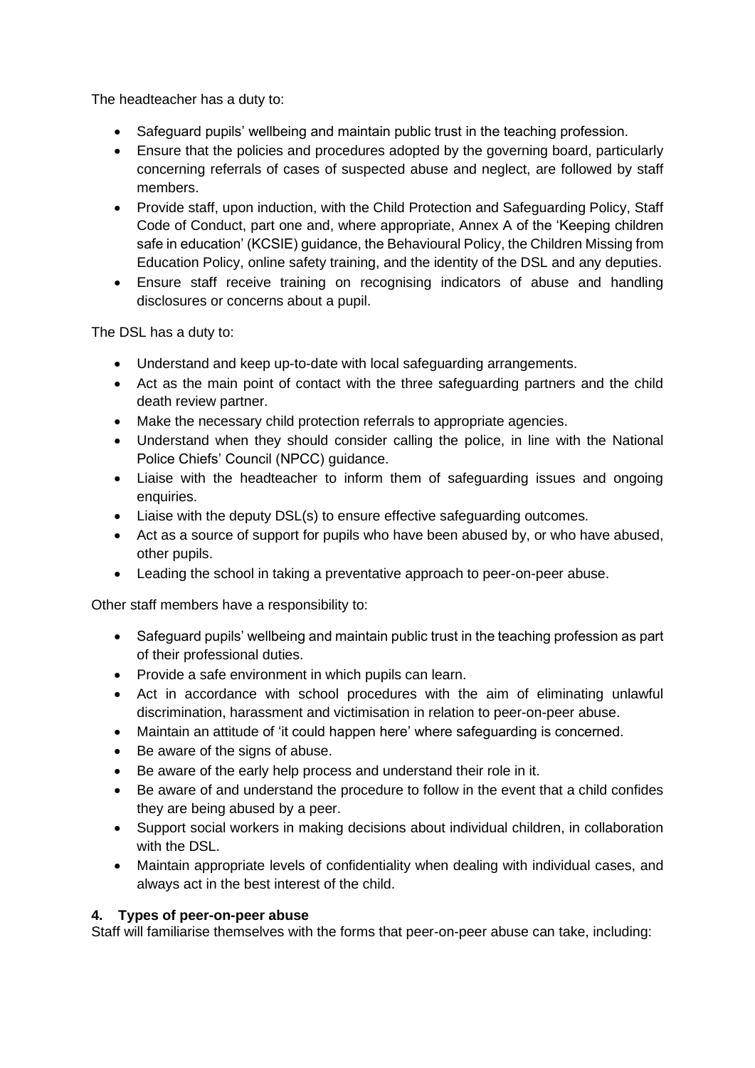The headteacher has a duty to:

- Safeguard pupils' wellbeing and maintain public trust in the teaching profession.
- Ensure that the policies and procedures adopted by the governing board, particularly concerning referrals of cases of suspected abuse and neglect, are followed by staff members.
- Provide staff, upon induction, with the Child Protection and Safeguarding Policy, Staff Code of Conduct, part one and, where appropriate, Annex A of the 'Keeping children safe in education' (KCSIE) guidance, the Behavioural Policy, the Children Missing from Education Policy, online safety training, and the identity of the DSL and any deputies.
- Ensure staff receive training on recognising indicators of abuse and handling disclosures or concerns about a pupil.

The DSL has a duty to:

- Understand and keep up-to-date with local safeguarding arrangements.
- Act as the main point of contact with the three safeguarding partners and the child death review partner.
- Make the necessary child protection referrals to appropriate agencies.
- Understand when they should consider calling the police, in line with the National Police Chiefs' Council (NPCC) guidance.
- Liaise with the headteacher to inform them of safeguarding issues and ongoing enquiries.
- Liaise with the deputy DSL(s) to ensure effective safeguarding outcomes.
- Act as a source of support for pupils who have been abused by, or who have abused, other pupils.
- Leading the school in taking a preventative approach to peer-on-peer abuse.

Other staff members have a responsibility to:

- Safeguard pupils' wellbeing and maintain public trust in the teaching profession as part of their professional duties.
- Provide a safe environment in which pupils can learn.
- Act in accordance with school procedures with the aim of eliminating unlawful discrimination, harassment and victimisation in relation to peer-on-peer abuse.
- Maintain an attitude of 'it could happen here' where safeguarding is concerned.
- Be aware of the signs of abuse.
- Be aware of the early help process and understand their role in it.
- Be aware of and understand the procedure to follow in the event that a child confides they are being abused by a peer.
- Support social workers in making decisions about individual children, in collaboration with the DSL.
- Maintain appropriate levels of confidentiality when dealing with individual cases, and always act in the best interest of the child.

## 4. Types of peer-on-peer abuse

Staff will familiarise themselves with the forms that peer-on-peer abuse can take, including: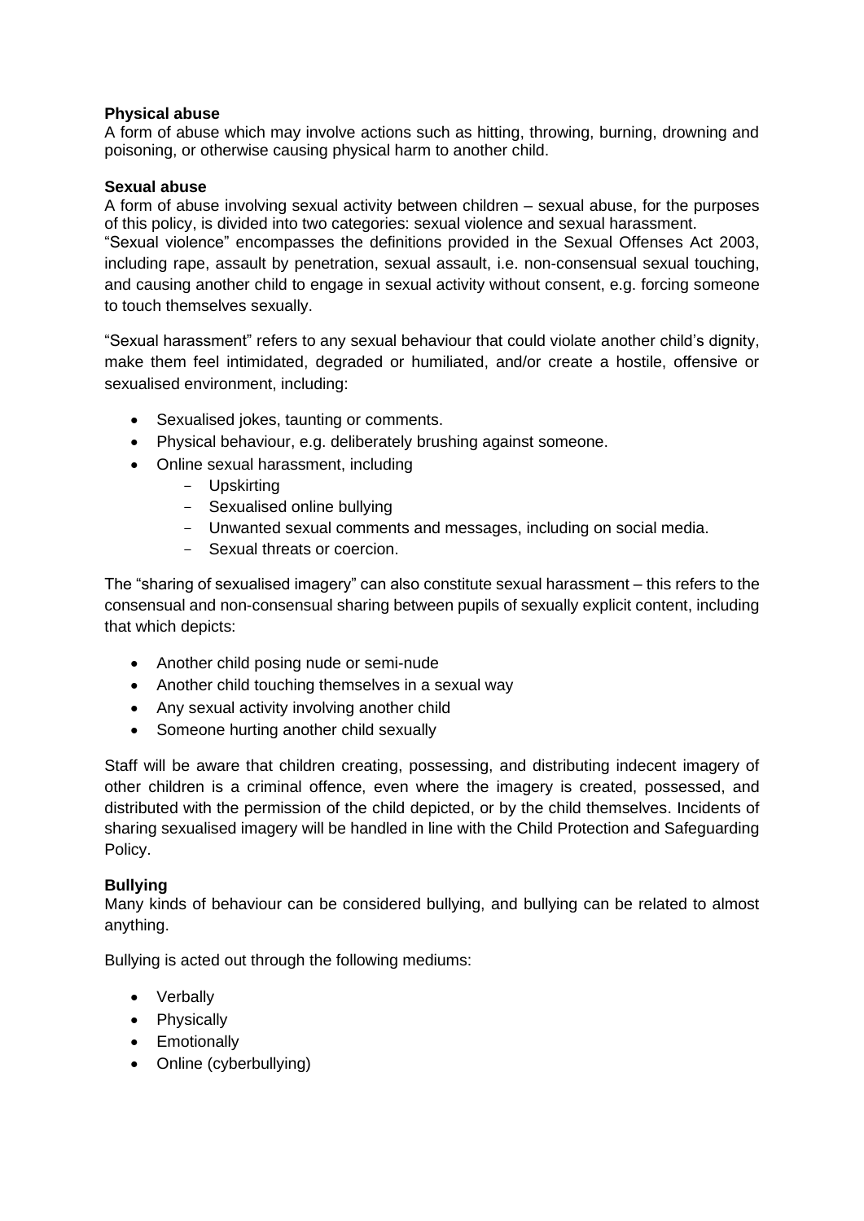**Physical abuse**
A form of abuse which may involve actions such as hitting, throwing, burning, drowning and poisoning, or otherwise causing physical harm to another child.

**Sexual abuse**
A form of abuse involving sexual activity between children – sexual abuse, for the purposes of this policy, is divided into two categories: sexual violence and sexual harassment.
"Sexual violence" encompasses the definitions provided in the Sexual Offenses Act 2003, including rape, assault by penetration, sexual assault, i.e. non-consensual sexual touching, and causing another child to engage in sexual activity without consent, e.g. forcing someone to touch themselves sexually.

"Sexual harassment" refers to any sexual behaviour that could violate another child's dignity, make them feel intimidated, degraded or humiliated, and/or create a hostile, offensive or sexualised environment, including:

- Sexualised jokes, taunting or comments.
- Physical behaviour, e.g. deliberately brushing against someone.
- Online sexual harassment, including
  - Upskirting
  - Sexualised online bullying
  - Unwanted sexual comments and messages, including on social media.
  - Sexual threats or coercion.

The "sharing of sexualised imagery" can also constitute sexual harassment – this refers to the consensual and non-consensual sharing between pupils of sexually explicit content, including that which depicts:

- Another child posing nude or semi-nude
- Another child touching themselves in a sexual way
- Any sexual activity involving another child
- Someone hurting another child sexually

Staff will be aware that children creating, possessing, and distributing indecent imagery of other children is a criminal offence, even where the imagery is created, possessed, and distributed with the permission of the child depicted, or by the child themselves. Incidents of sharing sexualised imagery will be handled in line with the Child Protection and Safeguarding Policy.

**Bullying**
Many kinds of behaviour can be considered bullying, and bullying can be related to almost anything.

Bullying is acted out through the following mediums:

- Verbally
- Physically
- Emotionally
- Online (cyberbullying)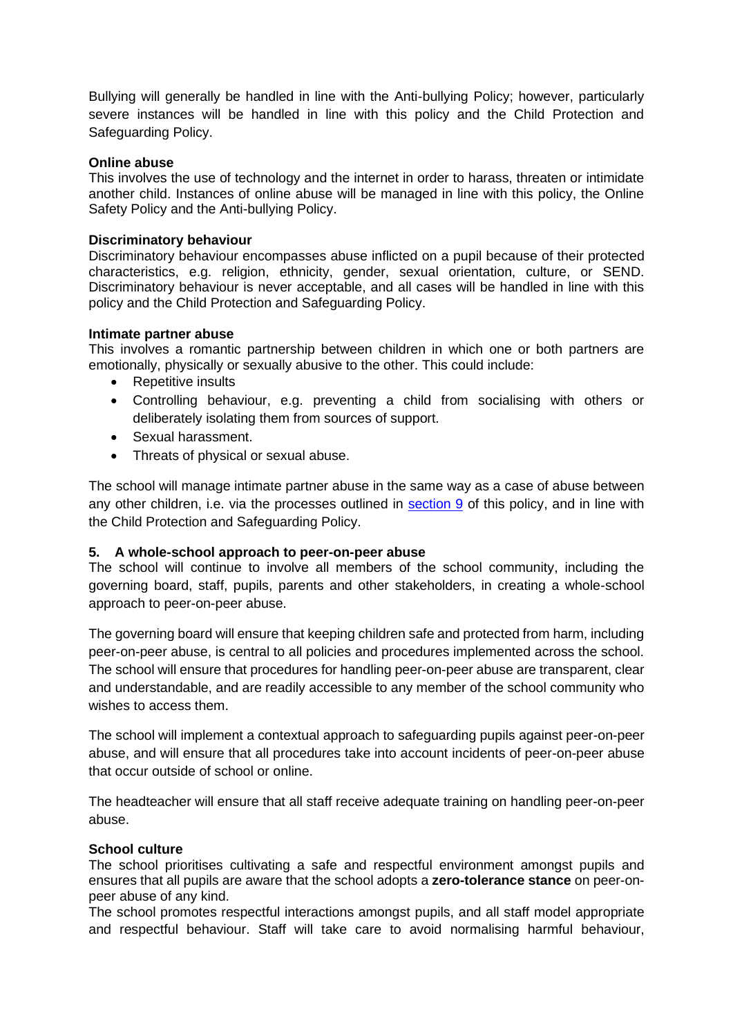Bullying will generally be handled in line with the Anti-bullying Policy; however, particularly severe instances will be handled in line with this policy and the Child Protection and Safeguarding Policy.

**Online abuse**
This involves the use of technology and the internet in order to harass, threaten or intimidate another child. Instances of online abuse will be managed in line with this policy, the Online Safety Policy and the Anti-bullying Policy.

**Discriminatory behaviour**
Discriminatory behaviour encompasses abuse inflicted on a pupil because of their protected characteristics, e.g. religion, ethnicity, gender, sexual orientation, culture, or SEND. Discriminatory behaviour is never acceptable, and all cases will be handled in line with this policy and the Child Protection and Safeguarding Policy.

**Intimate partner abuse**
This involves a romantic partnership between children in which one or both partners are emotionally, physically or sexually abusive to the other. This could include:

- Repetitive insults
- Controlling behaviour, e.g. preventing a child from socialising with others or deliberately isolating them from sources of support.
- Sexual harassment.
- Threats of physical or sexual abuse.

The school will manage intimate partner abuse in the same way as a case of abuse between any other children, i.e. via the processes outlined in section 9 of this policy, and in line with the Child Protection and Safeguarding Policy.

## 5. A whole-school approach to peer-on-peer abuse

The school will continue to involve all members of the school community, including the governing board, staff, pupils, parents and other stakeholders, in creating a whole-school approach to peer-on-peer abuse.

The governing board will ensure that keeping children safe and protected from harm, including peer-on-peer abuse, is central to all policies and procedures implemented across the school. The school will ensure that procedures for handling peer-on-peer abuse are transparent, clear and understandable, and are readily accessible to any member of the school community who wishes to access them.

The school will implement a contextual approach to safeguarding pupils against peer-on-peer abuse, and will ensure that all procedures take into account incidents of peer-on-peer abuse that occur outside of school or online.

The headteacher will ensure that all staff receive adequate training on handling peer-on-peer abuse.

**School culture**
The school prioritises cultivating a safe and respectful environment amongst pupils and ensures that all pupils are aware that the school adopts a **zero-tolerance stance** on peer-on-peer abuse of any kind.
The school promotes respectful interactions amongst pupils, and all staff model appropriate and respectful behaviour. Staff will take care to avoid normalising harmful behaviour,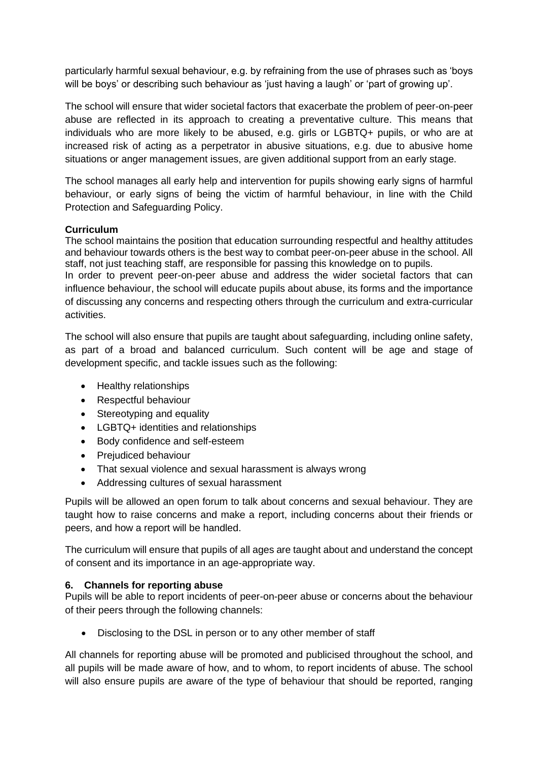particularly harmful sexual behaviour, e.g. by refraining from the use of phrases such as 'boys will be boys' or describing such behaviour as 'just having a laugh' or 'part of growing up'.

The school will ensure that wider societal factors that exacerbate the problem of peer-on-peer abuse are reflected in its approach to creating a preventative culture. This means that individuals who are more likely to be abused, e.g. girls or LGBTQ+ pupils, or who are at increased risk of acting as a perpetrator in abusive situations, e.g. due to abusive home situations or anger management issues, are given additional support from an early stage.

The school manages all early help and intervention for pupils showing early signs of harmful behaviour, or early signs of being the victim of harmful behaviour, in line with the Child Protection and Safeguarding Policy.

**Curriculum**

The school maintains the position that education surrounding respectful and healthy attitudes and behaviour towards others is the best way to combat peer-on-peer abuse in the school. All staff, not just teaching staff, are responsible for passing this knowledge on to pupils.

In order to prevent peer-on-peer abuse and address the wider societal factors that can influence behaviour, the school will educate pupils about abuse, its forms and the importance of discussing any concerns and respecting others through the curriculum and extra-curricular activities.

The school will also ensure that pupils are taught about safeguarding, including online safety, as part of a broad and balanced curriculum. Such content will be age and stage of development specific, and tackle issues such as the following:

- Healthy relationships
- Respectful behaviour
- Stereotyping and equality
- LGBTQ+ identities and relationships
- Body confidence and self-esteem
- Prejudiced behaviour
- That sexual violence and sexual harassment is always wrong
- Addressing cultures of sexual harassment

Pupils will be allowed an open forum to talk about concerns and sexual behaviour. They are taught how to raise concerns and make a report, including concerns about their friends or peers, and how a report will be handled.

The curriculum will ensure that pupils of all ages are taught about and understand the concept of consent and its importance in an age-appropriate way.

## 6. Channels for reporting abuse

Pupils will be able to report incidents of peer-on-peer abuse or concerns about the behaviour of their peers through the following channels:

- Disclosing to the DSL in person or to any other member of staff

All channels for reporting abuse will be promoted and publicised throughout the school, and all pupils will be made aware of how, and to whom, to report incidents of abuse. The school will also ensure pupils are aware of the type of behaviour that should be reported, ranging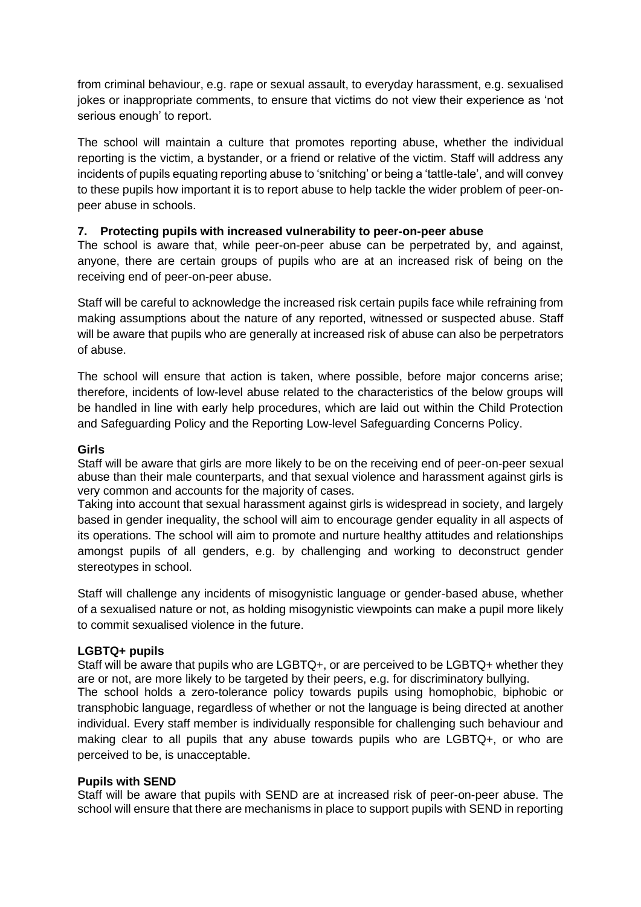from criminal behaviour, e.g. rape or sexual assault, to everyday harassment, e.g. sexualised jokes or inappropriate comments, to ensure that victims do not view their experience as 'not serious enough' to report.

The school will maintain a culture that promotes reporting abuse, whether the individual reporting is the victim, a bystander, or a friend or relative of the victim. Staff will address any incidents of pupils equating reporting abuse to 'snitching' or being a 'tattle-tale', and will convey to these pupils how important it is to report abuse to help tackle the wider problem of peer-on-peer abuse in schools.

## 7. Protecting pupils with increased vulnerability to peer-on-peer abuse

The school is aware that, while peer-on-peer abuse can be perpetrated by, and against, anyone, there are certain groups of pupils who are at an increased risk of being on the receiving end of peer-on-peer abuse.

Staff will be careful to acknowledge the increased risk certain pupils face while refraining from making assumptions about the nature of any reported, witnessed or suspected abuse. Staff will be aware that pupils who are generally at increased risk of abuse can also be perpetrators of abuse.

The school will ensure that action is taken, where possible, before major concerns arise; therefore, incidents of low-level abuse related to the characteristics of the below groups will be handled in line with early help procedures, which are laid out within the Child Protection and Safeguarding Policy and the Reporting Low-level Safeguarding Concerns Policy.

**Girls**

Staff will be aware that girls are more likely to be on the receiving end of peer-on-peer sexual abuse than their male counterparts, and that sexual violence and harassment against girls is very common and accounts for the majority of cases.

Taking into account that sexual harassment against girls is widespread in society, and largely based in gender inequality, the school will aim to encourage gender equality in all aspects of its operations. The school will aim to promote and nurture healthy attitudes and relationships amongst pupils of all genders, e.g. by challenging and working to deconstruct gender stereotypes in school.

Staff will challenge any incidents of misogynistic language or gender-based abuse, whether of a sexualised nature or not, as holding misogynistic viewpoints can make a pupil more likely to commit sexualised violence in the future.

**LGBTQ+ pupils**

Staff will be aware that pupils who are LGBTQ+, or are perceived to be LGBTQ+ whether they are or not, are more likely to be targeted by their peers, e.g. for discriminatory bullying.

The school holds a zero-tolerance policy towards pupils using homophobic, biphobic or transphobic language, regardless of whether or not the language is being directed at another individual. Every staff member is individually responsible for challenging such behaviour and making clear to all pupils that any abuse towards pupils who are LGBTQ+, or who are perceived to be, is unacceptable.

**Pupils with SEND**

Staff will be aware that pupils with SEND are at increased risk of peer-on-peer abuse. The school will ensure that there are mechanisms in place to support pupils with SEND in reporting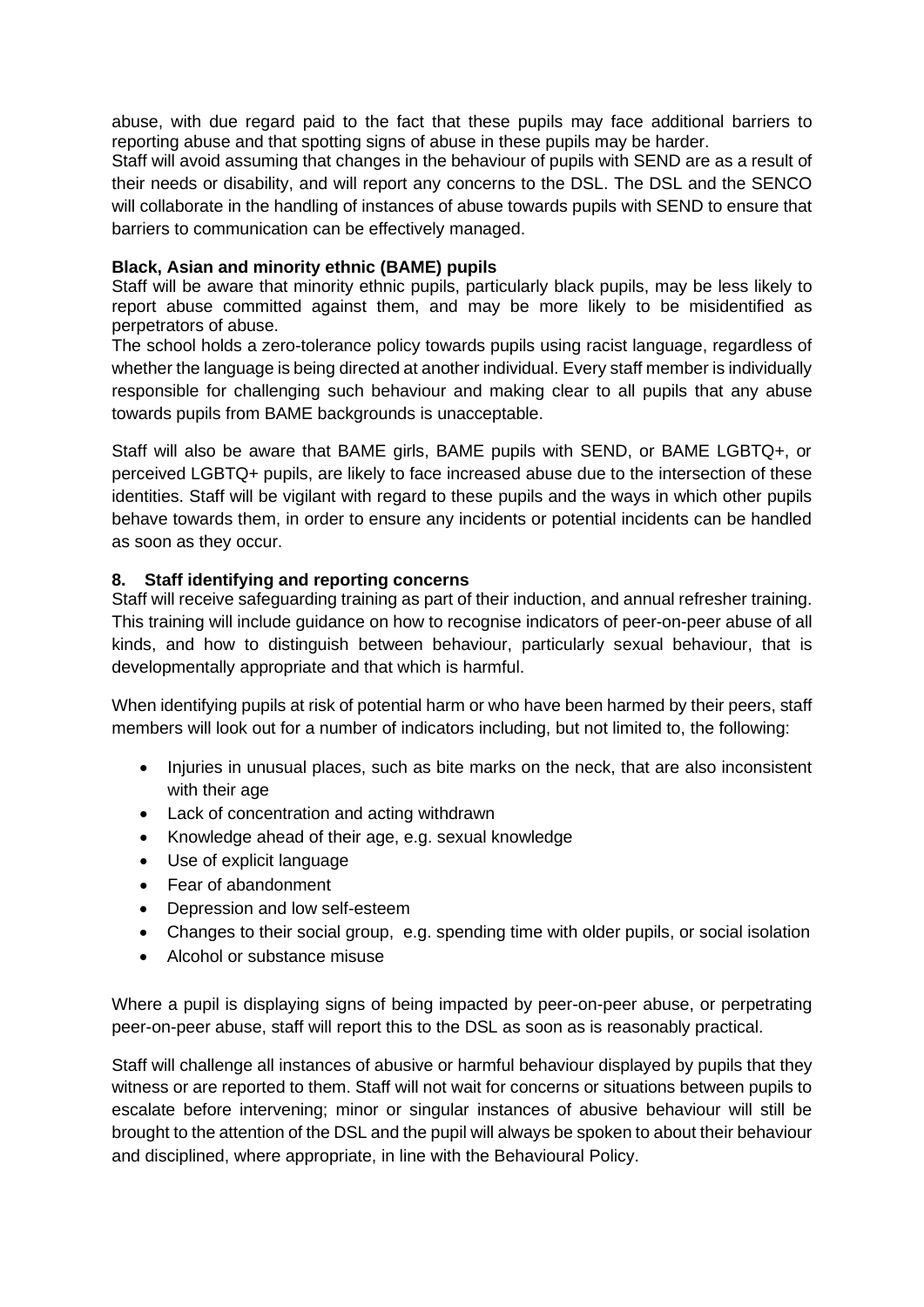abuse, with due regard paid to the fact that these pupils may face additional barriers to reporting abuse and that spotting signs of abuse in these pupils may be harder.

Staff will avoid assuming that changes in the behaviour of pupils with SEND are as a result of their needs or disability, and will report any concerns to the DSL. The DSL and the SENCO will collaborate in the handling of instances of abuse towards pupils with SEND to ensure that barriers to communication can be effectively managed.

**Black, Asian and minority ethnic (BAME) pupils**

Staff will be aware that minority ethnic pupils, particularly black pupils, may be less likely to report abuse committed against them, and may be more likely to be misidentified as perpetrators of abuse.

The school holds a zero-tolerance policy towards pupils using racist language, regardless of whether the language is being directed at another individual. Every staff member is individually responsible for challenging such behaviour and making clear to all pupils that any abuse towards pupils from BAME backgrounds is unacceptable.

Staff will also be aware that BAME girls, BAME pupils with SEND, or BAME LGBTQ+, or perceived LGBTQ+ pupils, are likely to face increased abuse due to the intersection of these identities. Staff will be vigilant with regard to these pupils and the ways in which other pupils behave towards them, in order to ensure any incidents or potential incidents can be handled as soon as they occur.

## 8. Staff identifying and reporting concerns

Staff will receive safeguarding training as part of their induction, and annual refresher training. This training will include guidance on how to recognise indicators of peer-on-peer abuse of all kinds, and how to distinguish between behaviour, particularly sexual behaviour, that is developmentally appropriate and that which is harmful.

When identifying pupils at risk of potential harm or who have been harmed by their peers, staff members will look out for a number of indicators including, but not limited to, the following:

- Injuries in unusual places, such as bite marks on the neck, that are also inconsistent with their age
- Lack of concentration and acting withdrawn
- Knowledge ahead of their age, e.g. sexual knowledge
- Use of explicit language
- Fear of abandonment
- Depression and low self-esteem
- Changes to their social group, e.g. spending time with older pupils, or social isolation
- Alcohol or substance misuse

Where a pupil is displaying signs of being impacted by peer-on-peer abuse, or perpetrating peer-on-peer abuse, staff will report this to the DSL as soon as is reasonably practical.

Staff will challenge all instances of abusive or harmful behaviour displayed by pupils that they witness or are reported to them. Staff will not wait for concerns or situations between pupils to escalate before intervening; minor or singular instances of abusive behaviour will still be brought to the attention of the DSL and the pupil will always be spoken to about their behaviour and disciplined, where appropriate, in line with the Behavioural Policy.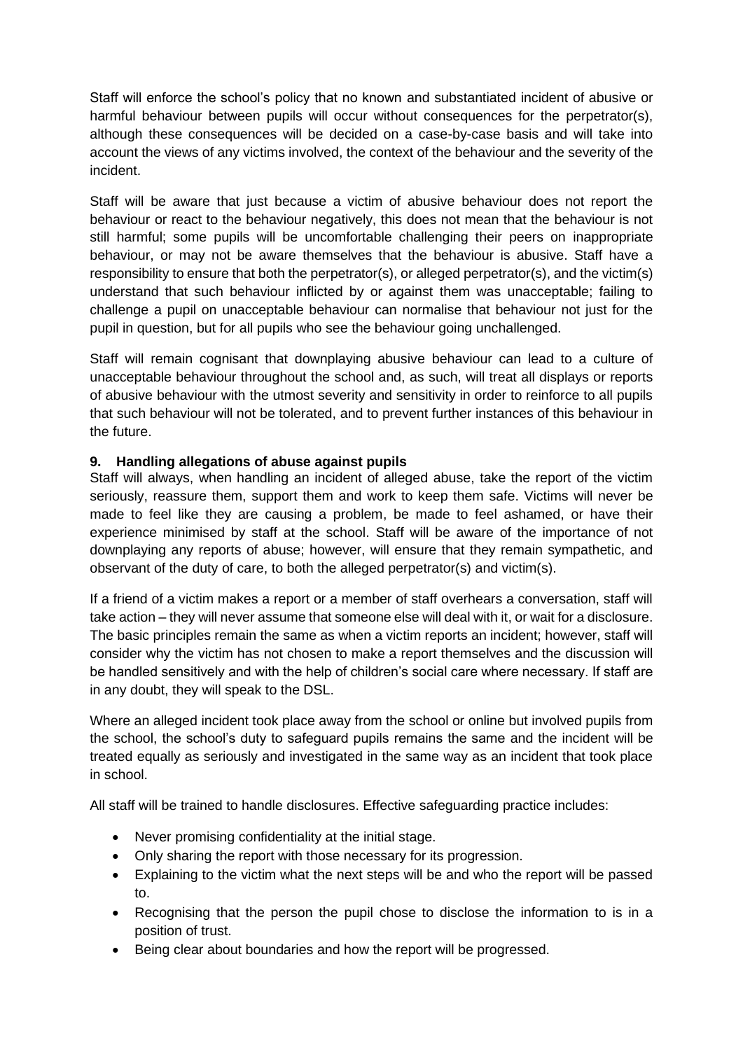Staff will enforce the school's policy that no known and substantiated incident of abusive or harmful behaviour between pupils will occur without consequences for the perpetrator(s), although these consequences will be decided on a case-by-case basis and will take into account the views of any victims involved, the context of the behaviour and the severity of the incident.

Staff will be aware that just because a victim of abusive behaviour does not report the behaviour or react to the behaviour negatively, this does not mean that the behaviour is not still harmful; some pupils will be uncomfortable challenging their peers on inappropriate behaviour, or may not be aware themselves that the behaviour is abusive. Staff have a responsibility to ensure that both the perpetrator(s), or alleged perpetrator(s), and the victim(s) understand that such behaviour inflicted by or against them was unacceptable; failing to challenge a pupil on unacceptable behaviour can normalise that behaviour not just for the pupil in question, but for all pupils who see the behaviour going unchallenged.

Staff will remain cognisant that downplaying abusive behaviour can lead to a culture of unacceptable behaviour throughout the school and, as such, will treat all displays or reports of abusive behaviour with the utmost severity and sensitivity in order to reinforce to all pupils that such behaviour will not be tolerated, and to prevent further instances of this behaviour in the future.

## 9. Handling allegations of abuse against pupils

Staff will always, when handling an incident of alleged abuse, take the report of the victim seriously, reassure them, support them and work to keep them safe. Victims will never be made to feel like they are causing a problem, be made to feel ashamed, or have their experience minimised by staff at the school. Staff will be aware of the importance of not downplaying any reports of abuse; however, will ensure that they remain sympathetic, and observant of the duty of care, to both the alleged perpetrator(s) and victim(s).

If a friend of a victim makes a report or a member of staff overhears a conversation, staff will take action – they will never assume that someone else will deal with it, or wait for a disclosure. The basic principles remain the same as when a victim reports an incident; however, staff will consider why the victim has not chosen to make a report themselves and the discussion will be handled sensitively and with the help of children's social care where necessary. If staff are in any doubt, they will speak to the DSL.

Where an alleged incident took place away from the school or online but involved pupils from the school, the school's duty to safeguard pupils remains the same and the incident will be treated equally as seriously and investigated in the same way as an incident that took place in school.

All staff will be trained to handle disclosures. Effective safeguarding practice includes:

- Never promising confidentiality at the initial stage.
- Only sharing the report with those necessary for its progression.
- Explaining to the victim what the next steps will be and who the report will be passed to.
- Recognising that the person the pupil chose to disclose the information to is in a position of trust.
- Being clear about boundaries and how the report will be progressed.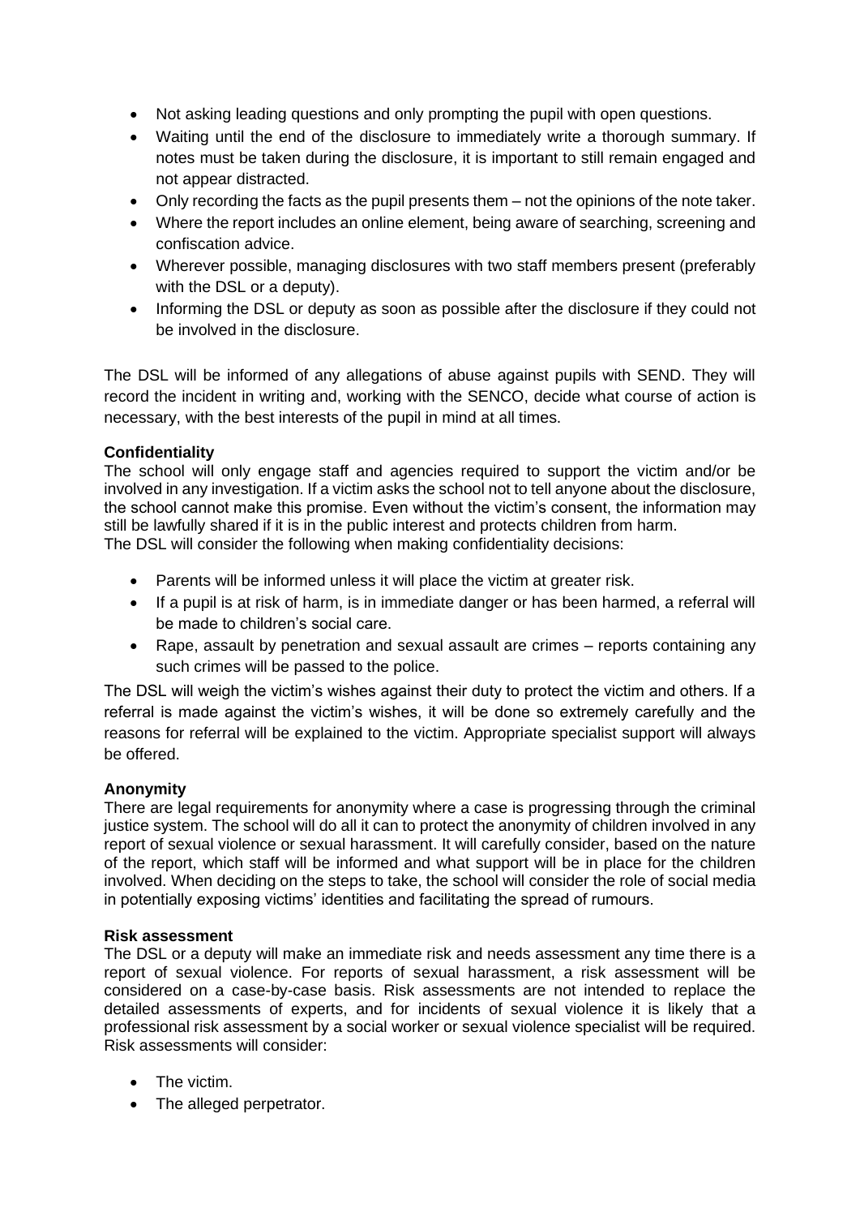- Not asking leading questions and only prompting the pupil with open questions.
- Waiting until the end of the disclosure to immediately write a thorough summary. If notes must be taken during the disclosure, it is important to still remain engaged and not appear distracted.
- Only recording the facts as the pupil presents them – not the opinions of the note taker.
- Where the report includes an online element, being aware of searching, screening and confiscation advice.
- Wherever possible, managing disclosures with two staff members present (preferably with the DSL or a deputy).
- Informing the DSL or deputy as soon as possible after the disclosure if they could not be involved in the disclosure.

The DSL will be informed of any allegations of abuse against pupils with SEND. They will record the incident in writing and, working with the SENCO, decide what course of action is necessary, with the best interests of the pupil in mind at all times.

**Confidentiality**

The school will only engage staff and agencies required to support the victim and/or be involved in any investigation. If a victim asks the school not to tell anyone about the disclosure, the school cannot make this promise. Even without the victim's consent, the information may still be lawfully shared if it is in the public interest and protects children from harm.
The DSL will consider the following when making confidentiality decisions:

- Parents will be informed unless it will place the victim at greater risk.
- If a pupil is at risk of harm, is in immediate danger or has been harmed, a referral will be made to children's social care.
- Rape, assault by penetration and sexual assault are crimes – reports containing any such crimes will be passed to the police.

The DSL will weigh the victim's wishes against their duty to protect the victim and others. If a referral is made against the victim's wishes, it will be done so extremely carefully and the reasons for referral will be explained to the victim. Appropriate specialist support will always be offered.

**Anonymity**

There are legal requirements for anonymity where a case is progressing through the criminal justice system. The school will do all it can to protect the anonymity of children involved in any report of sexual violence or sexual harassment. It will carefully consider, based on the nature of the report, which staff will be informed and what support will be in place for the children involved. When deciding on the steps to take, the school will consider the role of social media in potentially exposing victims' identities and facilitating the spread of rumours.

**Risk assessment**

The DSL or a deputy will make an immediate risk and needs assessment any time there is a report of sexual violence. For reports of sexual harassment, a risk assessment will be considered on a case-by-case basis. Risk assessments are not intended to replace the detailed assessments of experts, and for incidents of sexual violence it is likely that a professional risk assessment by a social worker or sexual violence specialist will be required. Risk assessments will consider:

- The victim.
- The alleged perpetrator.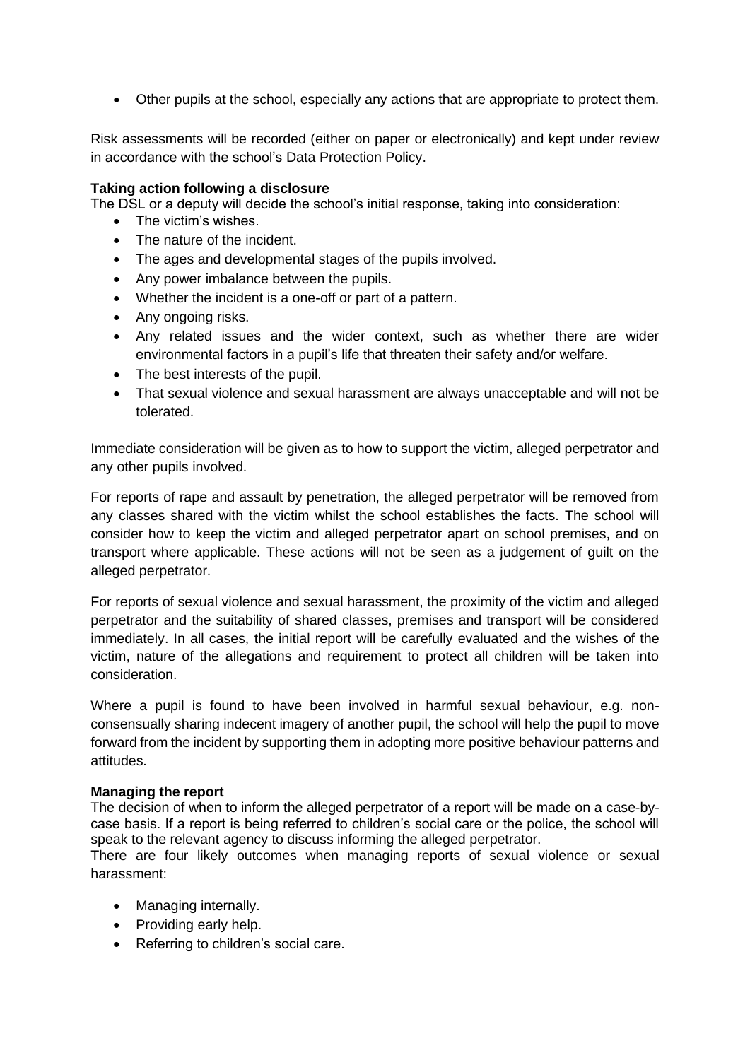- Other pupils at the school, especially any actions that are appropriate to protect them.

Risk assessments will be recorded (either on paper or electronically) and kept under review in accordance with the school's Data Protection Policy.

**Taking action following a disclosure**

The DSL or a deputy will decide the school's initial response, taking into consideration:

- The victim's wishes.
- The nature of the incident.
- The ages and developmental stages of the pupils involved.
- Any power imbalance between the pupils.
- Whether the incident is a one-off or part of a pattern.
- Any ongoing risks.
- Any related issues and the wider context, such as whether there are wider environmental factors in a pupil's life that threaten their safety and/or welfare.
- The best interests of the pupil.
- That sexual violence and sexual harassment are always unacceptable and will not be tolerated.

Immediate consideration will be given as to how to support the victim, alleged perpetrator and any other pupils involved.

For reports of rape and assault by penetration, the alleged perpetrator will be removed from any classes shared with the victim whilst the school establishes the facts. The school will consider how to keep the victim and alleged perpetrator apart on school premises, and on transport where applicable. These actions will not be seen as a judgement of guilt on the alleged perpetrator.

For reports of sexual violence and sexual harassment, the proximity of the victim and alleged perpetrator and the suitability of shared classes, premises and transport will be considered immediately. In all cases, the initial report will be carefully evaluated and the wishes of the victim, nature of the allegations and requirement to protect all children will be taken into consideration.

Where a pupil is found to have been involved in harmful sexual behaviour, e.g. non-consensually sharing indecent imagery of another pupil, the school will help the pupil to move forward from the incident by supporting them in adopting more positive behaviour patterns and attitudes.

**Managing the report**

The decision of when to inform the alleged perpetrator of a report will be made on a case-by-case basis. If a report is being referred to children's social care or the police, the school will speak to the relevant agency to discuss informing the alleged perpetrator.

There are four likely outcomes when managing reports of sexual violence or sexual harassment:

- Managing internally.
- Providing early help.
- Referring to children's social care.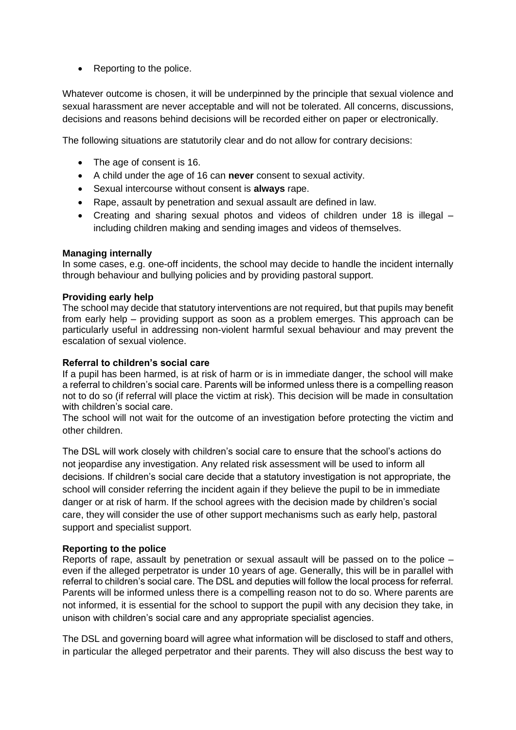- Reporting to the police.

Whatever outcome is chosen, it will be underpinned by the principle that sexual violence and sexual harassment are never acceptable and will not be tolerated. All concerns, discussions, decisions and reasons behind decisions will be recorded either on paper or electronically.

The following situations are statutorily clear and do not allow for contrary decisions:

- The age of consent is 16.
- A child under the age of 16 can **never** consent to sexual activity.
- Sexual intercourse without consent is **always** rape.
- Rape, assault by penetration and sexual assault are defined in law.
- Creating and sharing sexual photos and videos of children under 18 is illegal – including children making and sending images and videos of themselves.

**Managing internally**
In some cases, e.g. one-off incidents, the school may decide to handle the incident internally through behaviour and bullying policies and by providing pastoral support.

**Providing early help**
The school may decide that statutory interventions are not required, but that pupils may benefit from early help – providing support as soon as a problem emerges. This approach can be particularly useful in addressing non-violent harmful sexual behaviour and may prevent the escalation of sexual violence.

**Referral to children's social care**
If a pupil has been harmed, is at risk of harm or is in immediate danger, the school will make a referral to children's social care. Parents will be informed unless there is a compelling reason not to do so (if referral will place the victim at risk). This decision will be made in consultation with children's social care.
The school will not wait for the outcome of an investigation before protecting the victim and other children.

The DSL will work closely with children's social care to ensure that the school's actions do not jeopardise any investigation. Any related risk assessment will be used to inform all decisions. If children's social care decide that a statutory investigation is not appropriate, the school will consider referring the incident again if they believe the pupil to be in immediate danger or at risk of harm. If the school agrees with the decision made by children's social care, they will consider the use of other support mechanisms such as early help, pastoral support and specialist support.

**Reporting to the police**
Reports of rape, assault by penetration or sexual assault will be passed on to the police – even if the alleged perpetrator is under 10 years of age. Generally, this will be in parallel with referral to children's social care. The DSL and deputies will follow the local process for referral. Parents will be informed unless there is a compelling reason not to do so. Where parents are not informed, it is essential for the school to support the pupil with any decision they take, in unison with children's social care and any appropriate specialist agencies.

The DSL and governing board will agree what information will be disclosed to staff and others, in particular the alleged perpetrator and their parents. They will also discuss the best way to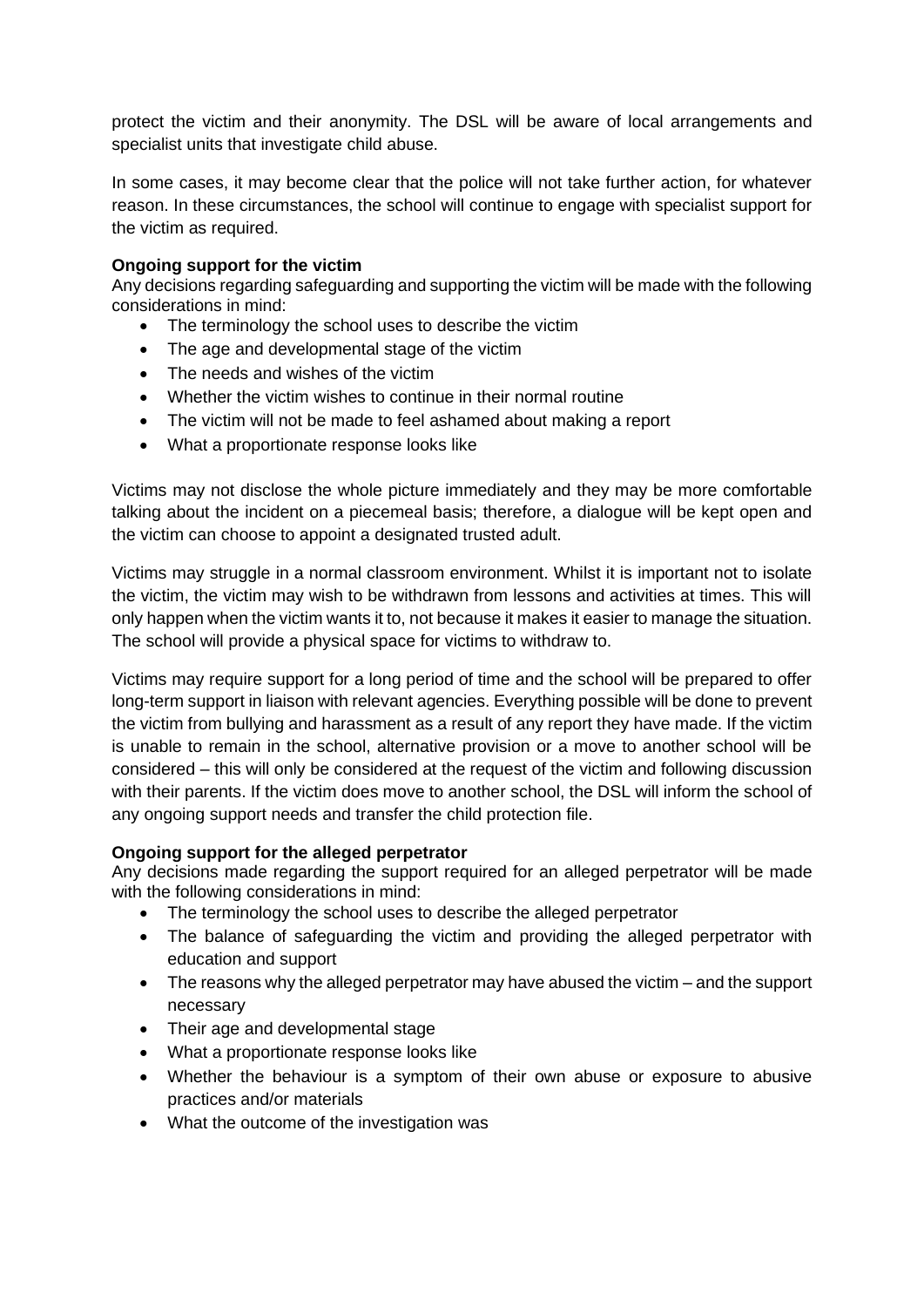protect the victim and their anonymity. The DSL will be aware of local arrangements and specialist units that investigate child abuse.

In some cases, it may become clear that the police will not take further action, for whatever reason. In these circumstances, the school will continue to engage with specialist support for the victim as required.

**Ongoing support for the victim**

Any decisions regarding safeguarding and supporting the victim will be made with the following considerations in mind:

- The terminology the school uses to describe the victim
- The age and developmental stage of the victim
- The needs and wishes of the victim
- Whether the victim wishes to continue in their normal routine
- The victim will not be made to feel ashamed about making a report
- What a proportionate response looks like

Victims may not disclose the whole picture immediately and they may be more comfortable talking about the incident on a piecemeal basis; therefore, a dialogue will be kept open and the victim can choose to appoint a designated trusted adult.

Victims may struggle in a normal classroom environment. Whilst it is important not to isolate the victim, the victim may wish to be withdrawn from lessons and activities at times. This will only happen when the victim wants it to, not because it makes it easier to manage the situation. The school will provide a physical space for victims to withdraw to.

Victims may require support for a long period of time and the school will be prepared to offer long-term support in liaison with relevant agencies. Everything possible will be done to prevent the victim from bullying and harassment as a result of any report they have made. If the victim is unable to remain in the school, alternative provision or a move to another school will be considered – this will only be considered at the request of the victim and following discussion with their parents. If the victim does move to another school, the DSL will inform the school of any ongoing support needs and transfer the child protection file.

**Ongoing support for the alleged perpetrator**

Any decisions made regarding the support required for an alleged perpetrator will be made with the following considerations in mind:

- The terminology the school uses to describe the alleged perpetrator
- The balance of safeguarding the victim and providing the alleged perpetrator with education and support
- The reasons why the alleged perpetrator may have abused the victim – and the support necessary
- Their age and developmental stage
- What a proportionate response looks like
- Whether the behaviour is a symptom of their own abuse or exposure to abusive practices and/or materials
- What the outcome of the investigation was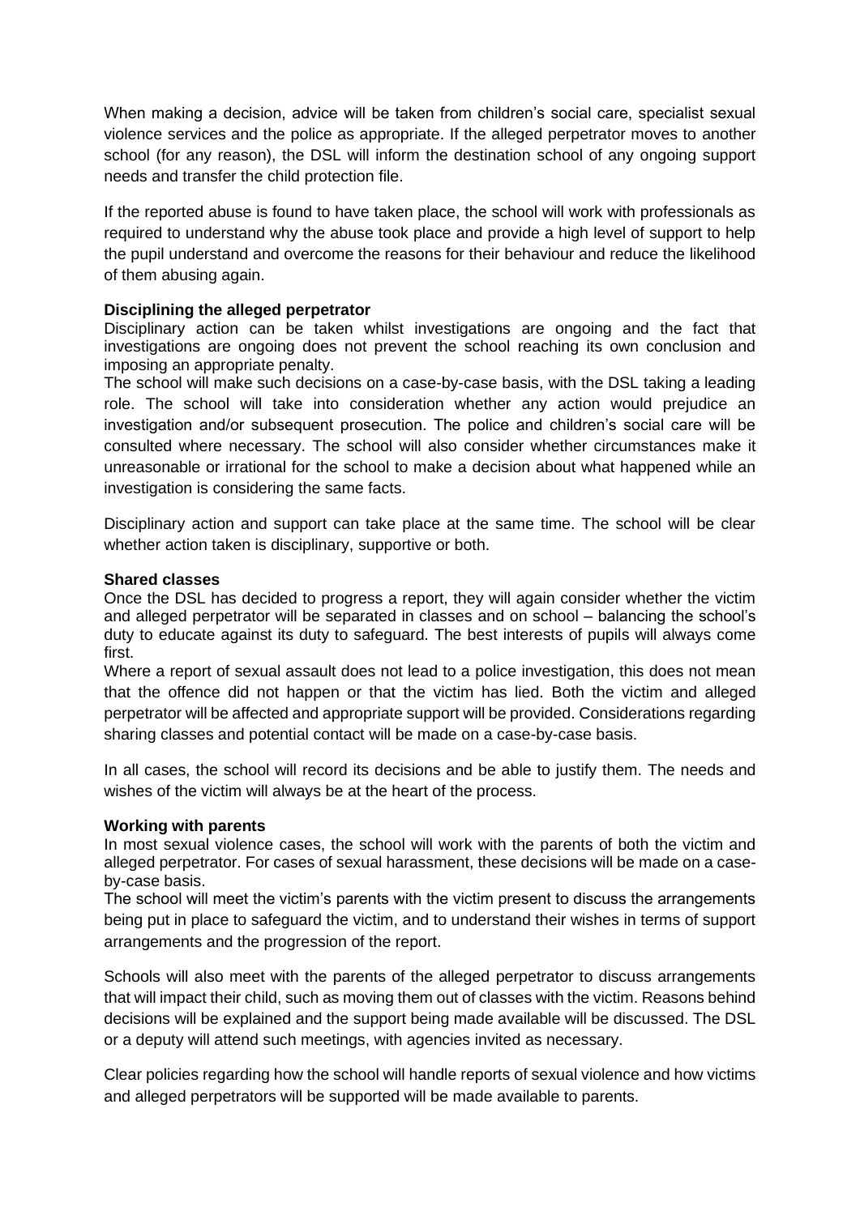When making a decision, advice will be taken from children's social care, specialist sexual violence services and the police as appropriate. If the alleged perpetrator moves to another school (for any reason), the DSL will inform the destination school of any ongoing support needs and transfer the child protection file.

If the reported abuse is found to have taken place, the school will work with professionals as required to understand why the abuse took place and provide a high level of support to help the pupil understand and overcome the reasons for their behaviour and reduce the likelihood of them abusing again.

**Disciplining the alleged perpetrator**

Disciplinary action can be taken whilst investigations are ongoing and the fact that investigations are ongoing does not prevent the school reaching its own conclusion and imposing an appropriate penalty.

The school will make such decisions on a case-by-case basis, with the DSL taking a leading role. The school will take into consideration whether any action would prejudice an investigation and/or subsequent prosecution. The police and children's social care will be consulted where necessary. The school will also consider whether circumstances make it unreasonable or irrational for the school to make a decision about what happened while an investigation is considering the same facts.

Disciplinary action and support can take place at the same time. The school will be clear whether action taken is disciplinary, supportive or both.

**Shared classes**

Once the DSL has decided to progress a report, they will again consider whether the victim and alleged perpetrator will be separated in classes and on school – balancing the school's duty to educate against its duty to safeguard. The best interests of pupils will always come first.

Where a report of sexual assault does not lead to a police investigation, this does not mean that the offence did not happen or that the victim has lied. Both the victim and alleged perpetrator will be affected and appropriate support will be provided. Considerations regarding sharing classes and potential contact will be made on a case-by-case basis.

In all cases, the school will record its decisions and be able to justify them. The needs and wishes of the victim will always be at the heart of the process.

**Working with parents**

In most sexual violence cases, the school will work with the parents of both the victim and alleged perpetrator. For cases of sexual harassment, these decisions will be made on a case-by-case basis.

The school will meet the victim's parents with the victim present to discuss the arrangements being put in place to safeguard the victim, and to understand their wishes in terms of support arrangements and the progression of the report.

Schools will also meet with the parents of the alleged perpetrator to discuss arrangements that will impact their child, such as moving them out of classes with the victim. Reasons behind decisions will be explained and the support being made available will be discussed. The DSL or a deputy will attend such meetings, with agencies invited as necessary.

Clear policies regarding how the school will handle reports of sexual violence and how victims and alleged perpetrators will be supported will be made available to parents.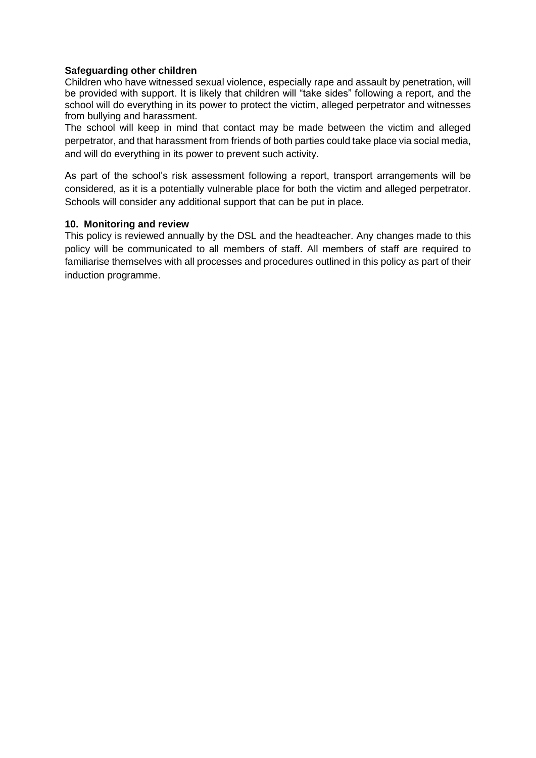**Safeguarding other children**

Children who have witnessed sexual violence, especially rape and assault by penetration, will be provided with support. It is likely that children will "take sides" following a report, and the school will do everything in its power to protect the victim, alleged perpetrator and witnesses from bullying and harassment.

The school will keep in mind that contact may be made between the victim and alleged perpetrator, and that harassment from friends of both parties could take place via social media, and will do everything in its power to prevent such activity.

As part of the school's risk assessment following a report, transport arrangements will be considered, as it is a potentially vulnerable place for both the victim and alleged perpetrator. Schools will consider any additional support that can be put in place.

**10. Monitoring and review**

This policy is reviewed annually by the DSL and the headteacher. Any changes made to this policy will be communicated to all members of staff. All members of staff are required to familiarise themselves with all processes and procedures outlined in this policy as part of their induction programme.